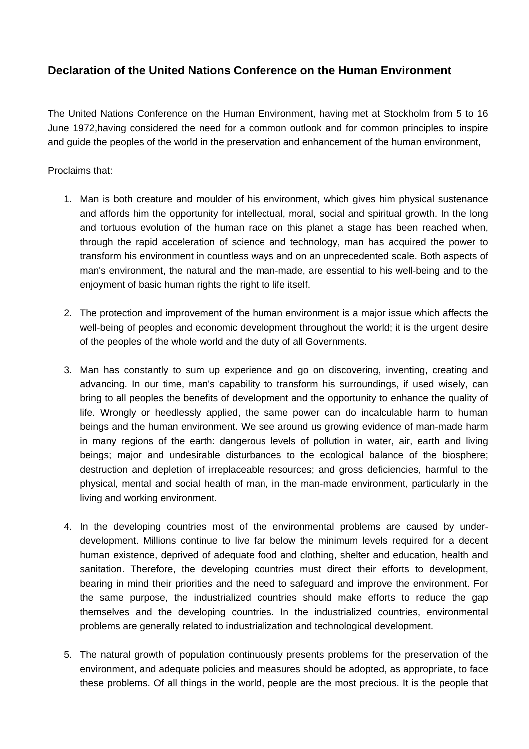## Declaration of the United Nations Conference on the Human Environment

The United Nations Conference on the Human Environment, having met at Stockholm from 5 to 16 June 1972,having considered the need for a common outlook and for common principles to inspire and guide the peoples of the world in the preservation and enhancement of the human environment,

Proclaims that:

1. Man is both creature and moulder of his environment, which gives him physical sustenance and affords him the opportunity for intellectual, moral, social and spiritual growth. In the long and tortuous evolution of the human race on this planet a stage has been reached when, through the rapid acceleration of science and technology, man has acquired the power to transform his environment in countless ways and on an unprecedented scale. Both aspects of man's environment, the natural and the man-made, are essential to his well-being and to the enjoyment of basic human rights the right to life itself.

2. The protection and improvement of the human environment is a major issue which affects the well-being of peoples and economic development throughout the world; it is the urgent desire of the peoples of the whole world and the duty of all Governments.

3. Man has constantly to sum up experience and go on discovering, inventing, creating and advancing. In our time, man's capability to transform his surroundings, if used wisely, can bring to all peoples the benefits of development and the opportunity to enhance the quality of life. Wrongly or heedlessly applied, the same power can do incalculable harm to human beings and the human environment. We see around us growing evidence of man-made harm in many regions of the earth: dangerous levels of pollution in water, air, earth and living beings; major and undesirable disturbances to the ecological balance of the biosphere; destruction and depletion of irreplaceable resources; and gross deficiencies, harmful to the physical, mental and social health of man, in the man-made environment, particularly in the living and working environment.

4. In the developing countries most of the environmental problems are caused by under-development. Millions continue to live far below the minimum levels required for a decent human existence, deprived of adequate food and clothing, shelter and education, health and sanitation. Therefore, the developing countries must direct their efforts to development, bearing in mind their priorities and the need to safeguard and improve the environment. For the same purpose, the industrialized countries should make efforts to reduce the gap themselves and the developing countries. In the industrialized countries, environmental problems are generally related to industrialization and technological development.

5. The natural growth of population continuously presents problems for the preservation of the environment, and adequate policies and measures should be adopted, as appropriate, to face these problems. Of all things in the world, people are the most precious. It is the people that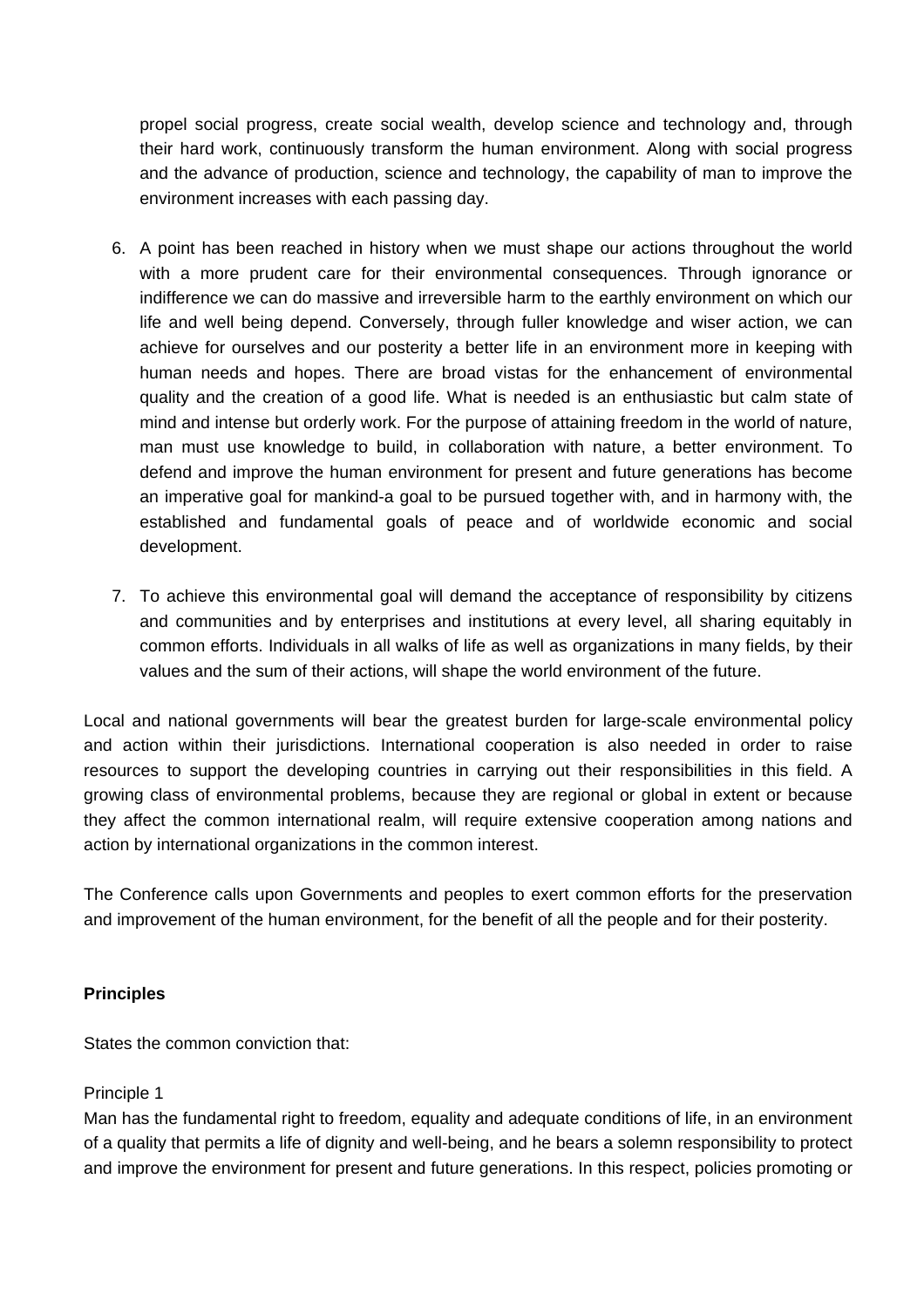propel social progress, create social wealth, develop science and technology and, through their hard work, continuously transform the human environment. Along with social progress and the advance of production, science and technology, the capability of man to improve the environment increases with each passing day.

6. A point has been reached in history when we must shape our actions throughout the world with a more prudent care for their environmental consequences. Through ignorance or indifference we can do massive and irreversible harm to the earthly environment on which our life and well being depend. Conversely, through fuller knowledge and wiser action, we can achieve for ourselves and our posterity a better life in an environment more in keeping with human needs and hopes. There are broad vistas for the enhancement of environmental quality and the creation of a good life. What is needed is an enthusiastic but calm state of mind and intense but orderly work. For the purpose of attaining freedom in the world of nature, man must use knowledge to build, in collaboration with nature, a better environment. To defend and improve the human environment for present and future generations has become an imperative goal for mankind-a goal to be pursued together with, and in harmony with, the established and fundamental goals of peace and of worldwide economic and social development.

7. To achieve this environmental goal will demand the acceptance of responsibility by citizens and communities and by enterprises and institutions at every level, all sharing equitably in common efforts. Individuals in all walks of life as well as organizations in many fields, by their values and the sum of their actions, will shape the world environment of the future.

Local and national governments will bear the greatest burden for large-scale environmental policy and action within their jurisdictions. International cooperation is also needed in order to raise resources to support the developing countries in carrying out their responsibilities in this field. A growing class of environmental problems, because they are regional or global in extent or because they affect the common international realm, will require extensive cooperation among nations and action by international organizations in the common interest.

The Conference calls upon Governments and peoples to exert common efforts for the preservation and improvement of the human environment, for the benefit of all the people and for their posterity.

**Principles**

States the common conviction that:

Principle 1
Man has the fundamental right to freedom, equality and adequate conditions of life, in an environment of a quality that permits a life of dignity and well-being, and he bears a solemn responsibility to protect and improve the environment for present and future generations. In this respect, policies promoting or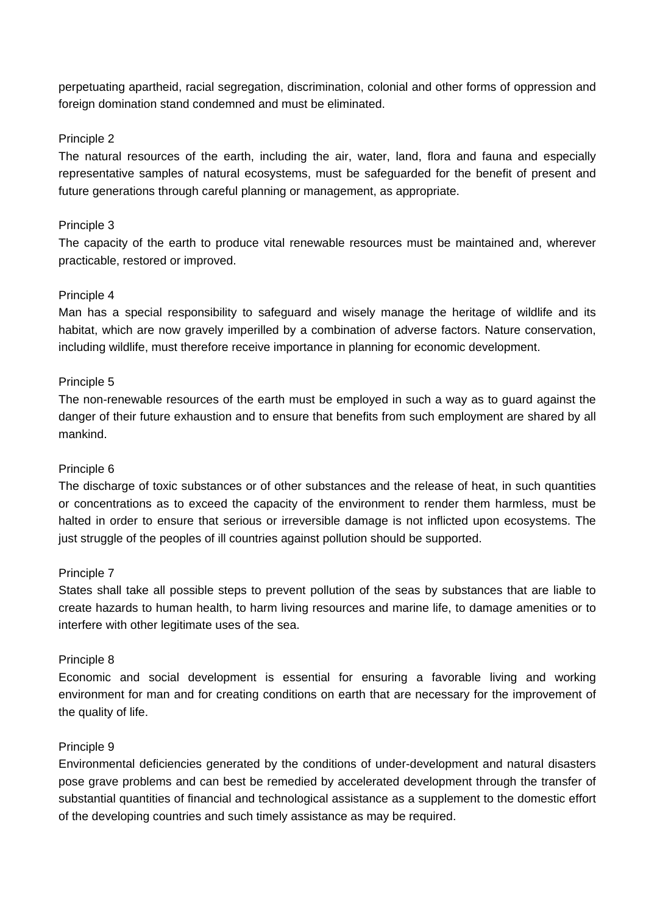perpetuating apartheid, racial segregation, discrimination, colonial and other forms of oppression and foreign domination stand condemned and must be eliminated.

Principle 2

The natural resources of the earth, including the air, water, land, flora and fauna and especially representative samples of natural ecosystems, must be safeguarded for the benefit of present and future generations through careful planning or management, as appropriate.

Principle 3

The capacity of the earth to produce vital renewable resources must be maintained and, wherever practicable, restored or improved.

Principle 4

Man has a special responsibility to safeguard and wisely manage the heritage of wildlife and its habitat, which are now gravely imperilled by a combination of adverse factors. Nature conservation, including wildlife, must therefore receive importance in planning for economic development.

Principle 5

The non-renewable resources of the earth must be employed in such a way as to guard against the danger of their future exhaustion and to ensure that benefits from such employment are shared by all mankind.

Principle 6

The discharge of toxic substances or of other substances and the release of heat, in such quantities or concentrations as to exceed the capacity of the environment to render them harmless, must be halted in order to ensure that serious or irreversible damage is not inflicted upon ecosystems. The just struggle of the peoples of ill countries against pollution should be supported.

Principle 7

States shall take all possible steps to prevent pollution of the seas by substances that are liable to create hazards to human health, to harm living resources and marine life, to damage amenities or to interfere with other legitimate uses of the sea.

Principle 8

Economic and social development is essential for ensuring a favorable living and working environment for man and for creating conditions on earth that are necessary for the improvement of the quality of life.

Principle 9

Environmental deficiencies generated by the conditions of under-development and natural disasters pose grave problems and can best be remedied by accelerated development through the transfer of substantial quantities of financial and technological assistance as a supplement to the domestic effort of the developing countries and such timely assistance as may be required.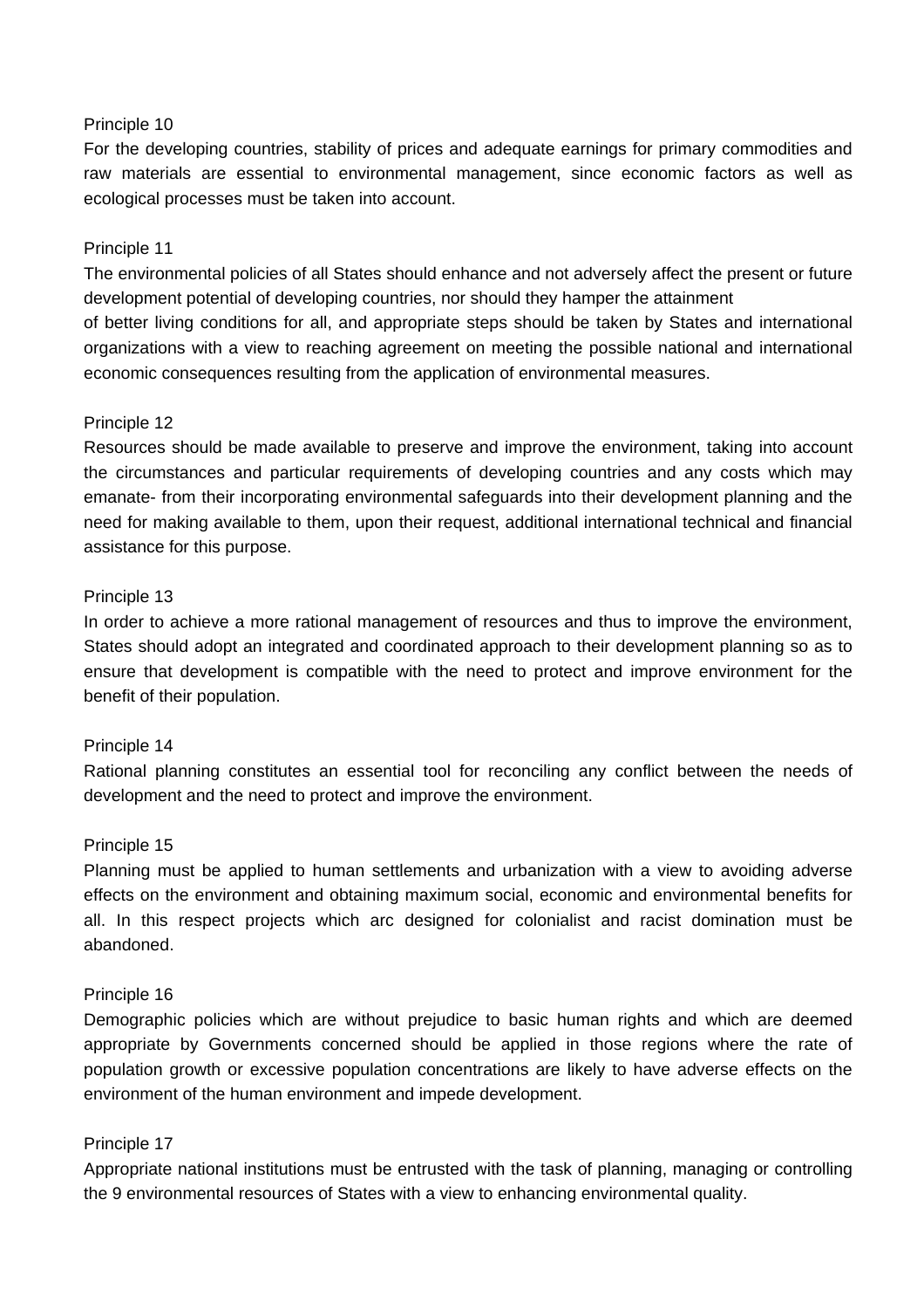Principle 10
For the developing countries, stability of prices and adequate earnings for primary commodities and raw materials are essential to environmental management, since economic factors as well as ecological processes must be taken into account.

Principle 11
The environmental policies of all States should enhance and not adversely affect the present or future development potential of developing countries, nor should they hamper the attainment
of better living conditions for all, and appropriate steps should be taken by States and international organizations with a view to reaching agreement on meeting the possible national and international economic consequences resulting from the application of environmental measures.

Principle 12
Resources should be made available to preserve and improve the environment, taking into account the circumstances and particular requirements of developing countries and any costs which may emanate- from their incorporating environmental safeguards into their development planning and the need for making available to them, upon their request, additional international technical and financial assistance for this purpose.

Principle 13
In order to achieve a more rational management of resources and thus to improve the environment, States should adopt an integrated and coordinated approach to their development planning so as to ensure that development is compatible with the need to protect and improve environment for the benefit of their population.

Principle 14
Rational planning constitutes an essential tool for reconciling any conflict between the needs of development and the need to protect and improve the environment.

Principle 15
Planning must be applied to human settlements and urbanization with a view to avoiding adverse effects on the environment and obtaining maximum social, economic and environmental benefits for all. In this respect projects which arc designed for colonialist and racist domination must be abandoned.

Principle 16
Demographic policies which are without prejudice to basic human rights and which are deemed appropriate by Governments concerned should be applied in those regions where the rate of population growth or excessive population concentrations are likely to have adverse effects on the environment of the human environment and impede development.

Principle 17
Appropriate national institutions must be entrusted with the task of planning, managing or controlling the 9 environmental resources of States with a view to enhancing environmental quality.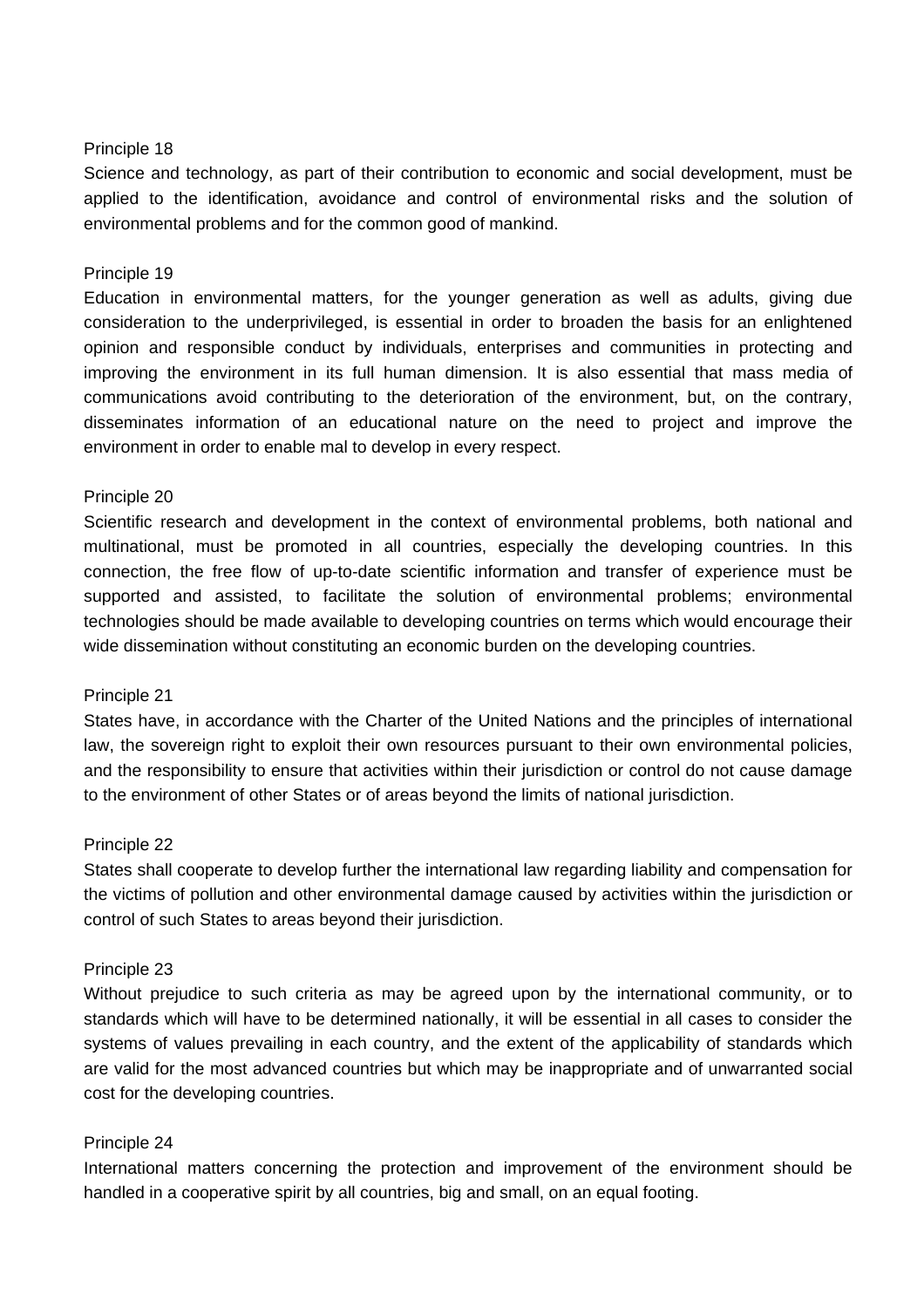Principle 18

Science and technology, as part of their contribution to economic and social development, must be applied to the identification, avoidance and control of environmental risks and the solution of environmental problems and for the common good of mankind.

Principle 19

Education in environmental matters, for the younger generation as well as adults, giving due consideration to the underprivileged, is essential in order to broaden the basis for an enlightened opinion and responsible conduct by individuals, enterprises and communities in protecting and improving the environment in its full human dimension. It is also essential that mass media of communications avoid contributing to the deterioration of the environment, but, on the contrary, disseminates information of an educational nature on the need to project and improve the environment in order to enable mal to develop in every respect.

Principle 20

Scientific research and development in the context of environmental problems, both national and multinational, must be promoted in all countries, especially the developing countries. In this connection, the free flow of up-to-date scientific information and transfer of experience must be supported and assisted, to facilitate the solution of environmental problems; environmental technologies should be made available to developing countries on terms which would encourage their wide dissemination without constituting an economic burden on the developing countries.

Principle 21

States have, in accordance with the Charter of the United Nations and the principles of international law, the sovereign right to exploit their own resources pursuant to their own environmental policies, and the responsibility to ensure that activities within their jurisdiction or control do not cause damage to the environment of other States or of areas beyond the limits of national jurisdiction.

Principle 22

States shall cooperate to develop further the international law regarding liability and compensation for the victims of pollution and other environmental damage caused by activities within the jurisdiction or control of such States to areas beyond their jurisdiction.

Principle 23

Without prejudice to such criteria as may be agreed upon by the international community, or to standards which will have to be determined nationally, it will be essential in all cases to consider the systems of values prevailing in each country, and the extent of the applicability of standards which are valid for the most advanced countries but which may be inappropriate and of unwarranted social cost for the developing countries.

Principle 24

International matters concerning the protection and improvement of the environment should be handled in a cooperative spirit by all countries, big and small, on an equal footing.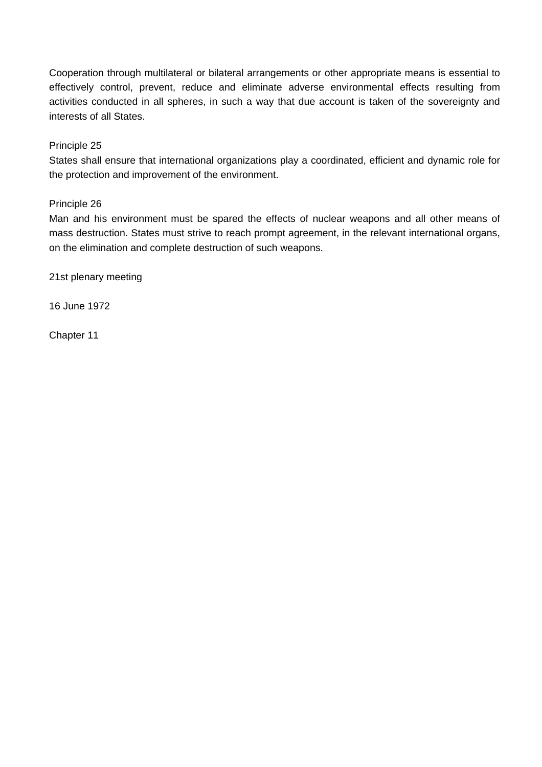Cooperation through multilateral or bilateral arrangements or other appropriate means is essential to effectively control, prevent, reduce and eliminate adverse environmental effects resulting from activities conducted in all spheres, in such a way that due account is taken of the sovereignty and interests of all States.

Principle 25
States shall ensure that international organizations play a coordinated, efficient and dynamic role for the protection and improvement of the environment.

Principle 26
Man and his environment must be spared the effects of nuclear weapons and all other means of mass destruction. States must strive to reach prompt agreement, in the relevant international organs, on the elimination and complete destruction of such weapons.

21st plenary meeting

16 June 1972

Chapter 11